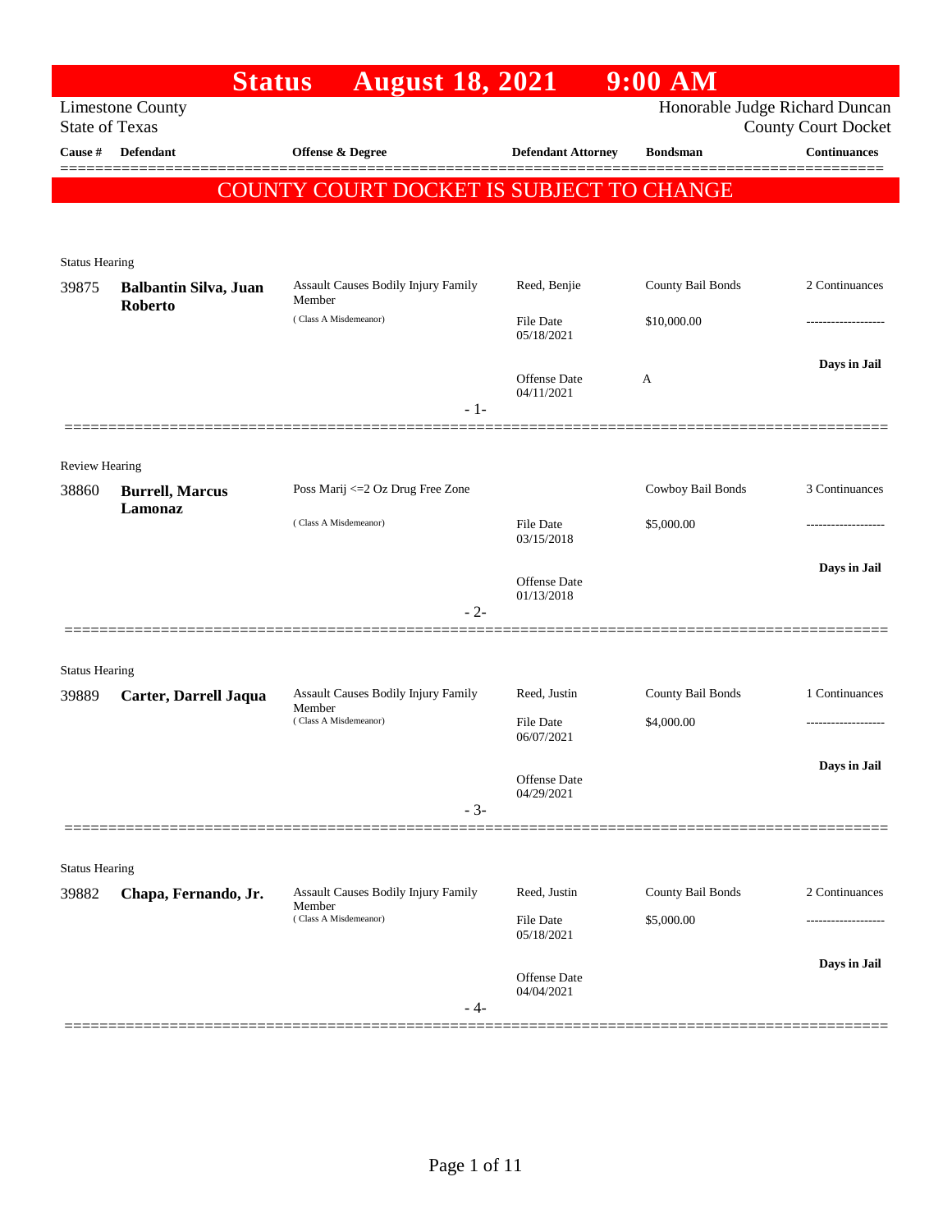# Status August 18, 2021 9:00 AM

Limestone County
State of Texas

Honorable Judge Richard Duncan
County Court Docket

| Cause # | Defendant | Offense & Degree | Defendant Attorney | Bondsman | Continuances |
|---|---|---|---|---|---|

## COUNTY COURT DOCKET IS SUBJECT TO CHANGE

### Status Hearing

| Cause # | Defendant | Offense & Degree | Defendant Attorney | Bondsman | Continuances |
|---|---|---|---|---|---|
| 39875 | **Balbantin Silva, Juan Roberto** | Assault Causes Bodily Injury Family Member (Class A Misdemeanor) | Reed, Benjie | County Bail Bonds | 2 Continuances |
| | | | File Date 05/18/2021 | $10,000.00 | ------------------- |
| | | | Offense Date 04/11/2021 | A | **Days in Jail** |

- 1-

### Review Hearing

| Cause # | Defendant | Offense & Degree | Defendant Attorney | Bondsman | Continuances |
|---|---|---|---|---|---|
| 38860 | **Burrell, Marcus Lamonaz** | Poss Marij <=2 Oz Drug Free Zone (Class A Misdemeanor) | | Cowboy Bail Bonds | 3 Continuances |
| | | | File Date 03/15/2018 | $5,000.00 | ------------------- |
| | | | Offense Date 01/13/2018 | | **Days in Jail** |

- 2-

### Status Hearing

| Cause # | Defendant | Offense & Degree | Defendant Attorney | Bondsman | Continuances |
|---|---|---|---|---|---|
| 39889 | **Carter, Darrell Jaqua** | Assault Causes Bodily Injury Family Member (Class A Misdemeanor) | Reed, Justin | County Bail Bonds | 1 Continuances |
| | | | File Date 06/07/2021 | $4,000.00 | ------------------- |
| | | | Offense Date 04/29/2021 | | **Days in Jail** |

- 3-

### Status Hearing

| Cause # | Defendant | Offense & Degree | Defendant Attorney | Bondsman | Continuances |
|---|---|---|---|---|---|
| 39882 | **Chapa, Fernando, Jr.** | Assault Causes Bodily Injury Family Member (Class A Misdemeanor) | Reed, Justin | County Bail Bonds | 2 Continuances |
| | | | File Date 05/18/2021 | $5,000.00 | ------------------- |
| | | | Offense Date 04/04/2021 | | **Days in Jail** |

- 4-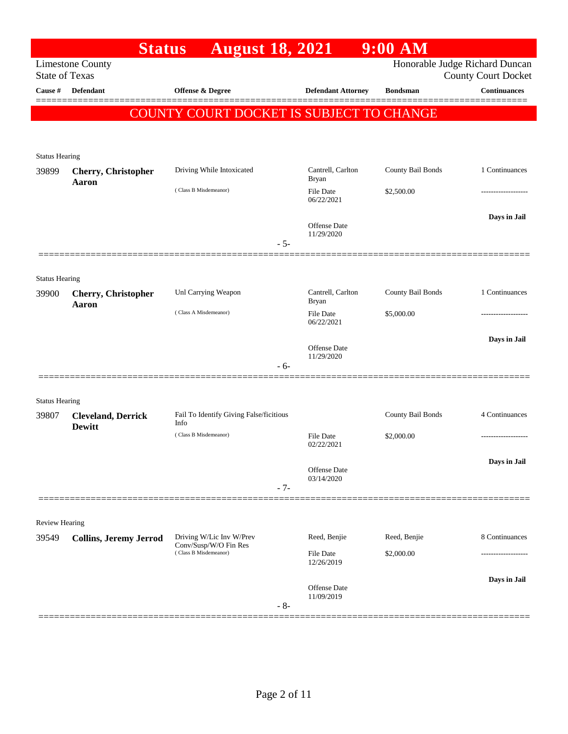# Status August 18, 2021 9:00 AM

Limestone County
State of Texas

Honorable Judge Richard Duncan
County Court Docket

| Cause # | Defendant | Offense & Degree | Defendant Attorney | Bondsman | Continuances |
|---|---|---|---|---|---|

**COUNTY COURT DOCKET IS SUBJECT TO CHANGE**

Status Hearing

| Cause # | Defendant | Offense & Degree | Defendant Attorney | Bondsman | Continuances |
|---|---|---|---|---|---|
| 39899 | **Cherry, Christopher Aaron** | Driving While Intoxicated | Cantrell, Carlton Bryan | County Bail Bonds | 1 Continuances |
| | | ( Class B Misdemeanor) | File Date 06/22/2021 | $2,500.00 | ------------------- |
| | | | Offense Date 11/29/2020 | | **Days in Jail** |

- 5-

Status Hearing

| Cause # | Defendant | Offense & Degree | Defendant Attorney | Bondsman | Continuances |
|---|---|---|---|---|---|
| 39900 | **Cherry, Christopher Aaron** | Unl Carrying Weapon | Cantrell, Carlton Bryan | County Bail Bonds | 1 Continuances |
| | | ( Class A Misdemeanor) | File Date 06/22/2021 | $5,000.00 | ------------------- |
| | | | Offense Date 11/29/2020 | | **Days in Jail** |

- 6-

Status Hearing

| Cause # | Defendant | Offense & Degree | Defendant Attorney | Bondsman | Continuances |
|---|---|---|---|---|---|
| 39807 | **Cleveland, Derrick Dewitt** | Fail To Identify Giving False/ficitious Info | | County Bail Bonds | 4 Continuances |
| | | ( Class B Misdemeanor) | File Date 02/22/2021 | $2,000.00 | ------------------- |
| | | | Offense Date 03/14/2020 | | **Days in Jail** |

- 7-

Review Hearing

| Cause # | Defendant | Offense & Degree | Defendant Attorney | Bondsman | Continuances |
|---|---|---|---|---|---|
| 39549 | **Collins, Jeremy Jerrod** | Driving W/Lic Inv W/Prev Conv/Susp/W/O Fin Res | Reed, Benjie | Reed, Benjie | 8 Continuances |
| | | ( Class B Misdemeanor) | File Date 12/26/2019 | $2,000.00 | ------------------- |
| | | | Offense Date 11/09/2019 | | **Days in Jail** |

- 8-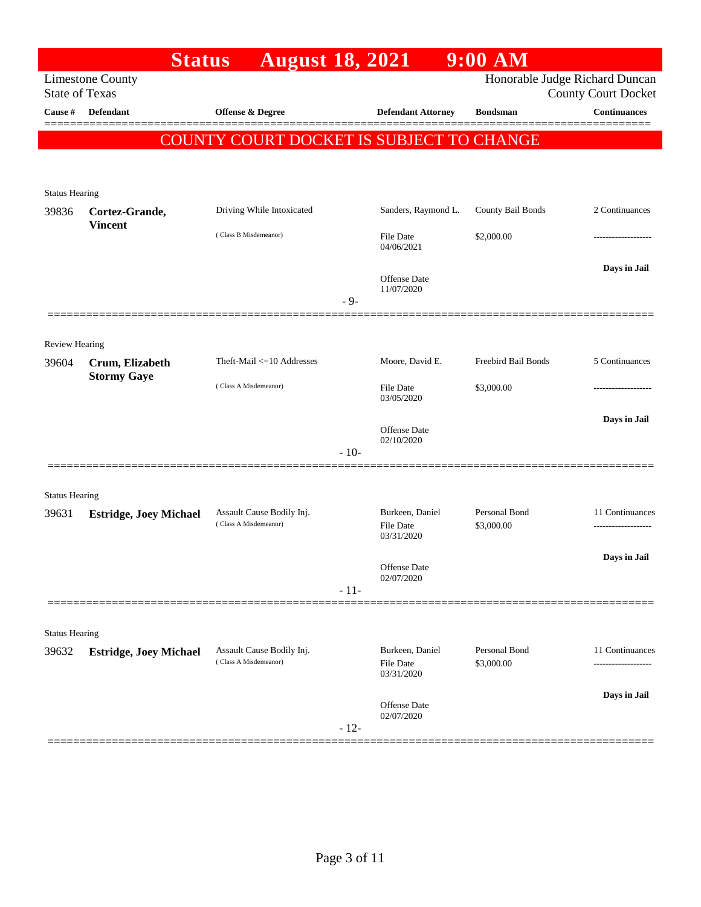# Status August 18, 2021 9:00 AM

Limestone County
State of Texas

Honorable Judge Richard Duncan
County Court Docket

| Cause # | Defendant | Offense & Degree | Defendant Attorney | Bondsman | Continuances |
|---|---|---|---|---|---|

**COUNTY COURT DOCKET IS SUBJECT TO CHANGE**

Status Hearing

| Cause # | Defendant | Offense & Degree | Defendant Attorney | Bondsman | Continuances |
|---|---|---|---|---|---|
| 39836 | **Cortez-Grande, Vincent** | Driving While Intoxicated (Class B Misdemeanor) | Sanders, Raymond L. | County Bail Bonds | 2 Continuances |
| | | | File Date 04/06/2021 | $2,000.00 | ------------------- |
| | | | Offense Date 11/07/2020 | | **Days in Jail** |

- 9-

Review Hearing

| Cause # | Defendant | Offense & Degree | Defendant Attorney | Bondsman | Continuances |
|---|---|---|---|---|---|
| 39604 | **Crum, Elizabeth Stormy Gaye** | Theft-Mail <=10 Addresses (Class A Misdemeanor) | Moore, David E. | Freebird Bail Bonds | 5 Continuances |
| | | | File Date 03/05/2020 | $3,000.00 | ------------------- |
| | | | Offense Date 02/10/2020 | | **Days in Jail** |

- 10-

Status Hearing

| Cause # | Defendant | Offense & Degree | Defendant Attorney | Bondsman | Continuances |
|---|---|---|---|---|---|
| 39631 | **Estridge, Joey Michael** | Assault Cause Bodily Inj. (Class A Misdemeanor) | Burkeen, Daniel | Personal Bond | 11 Continuances |
| | | | File Date 03/31/2020 | $3,000.00 | ------------------- |
| | | | Offense Date 02/07/2020 | | **Days in Jail** |

- 11-

Status Hearing

| Cause # | Defendant | Offense & Degree | Defendant Attorney | Bondsman | Continuances |
|---|---|---|---|---|---|
| 39632 | **Estridge, Joey Michael** | Assault Cause Bodily Inj. (Class A Misdemeanor) | Burkeen, Daniel | Personal Bond | 11 Continuances |
| | | | File Date 03/31/2020 | $3,000.00 | ------------------- |
| | | | Offense Date 02/07/2020 | | **Days in Jail** |

- 12-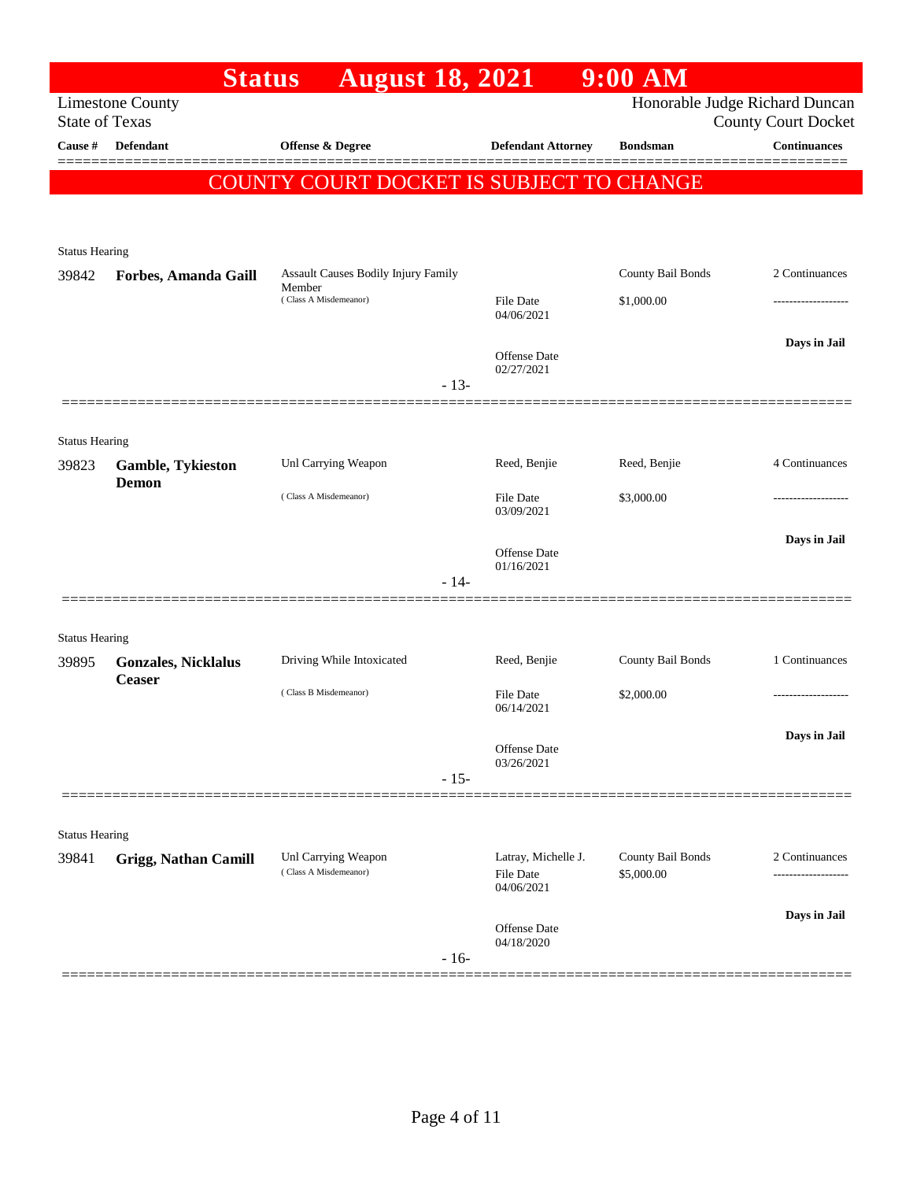# Status August 18, 2021 9:00 AM

Limestone County
State of Texas

Honorable Judge Richard Duncan
County Court Docket

| Cause # | Defendant | Offense & Degree | Defendant Attorney | Bondsman | Continuances |
|---|---|---|---|---|---|

**COUNTY COURT DOCKET IS SUBJECT TO CHANGE**

Status Hearing

| Cause # | Defendant | Offense & Degree | Defendant Attorney | Bondsman | Continuances |
|---|---|---|---|---|---|
| 39842 | **Forbes, Amanda Gaill** | Assault Causes Bodily Injury Family Member (Class A Misdemeanor) | File Date 04/06/2021<br>Offense Date 02/27/2021 | County Bail Bonds<br>$1,000.00 | 2 Continuances<br>-------------------<br>**Days in Jail** |

- 13-

Status Hearing

| Cause # | Defendant | Offense & Degree | Defendant Attorney | Bondsman | Continuances |
|---|---|---|---|---|---|
| 39823 | **Gamble, Tykieston Demon** | Unl Carrying Weapon (Class A Misdemeanor) | Reed, Benjie<br>File Date 03/09/2021<br>Offense Date 01/16/2021 | Reed, Benjie<br>$3,000.00 | 4 Continuances<br>-------------------<br>**Days in Jail** |

- 14-

Status Hearing

| Cause # | Defendant | Offense & Degree | Defendant Attorney | Bondsman | Continuances |
|---|---|---|---|---|---|
| 39895 | **Gonzales, Nicklalus Ceaser** | Driving While Intoxicated (Class B Misdemeanor) | Reed, Benjie<br>File Date 06/14/2021<br>Offense Date 03/26/2021 | County Bail Bonds<br>$2,000.00 | 1 Continuances<br>-------------------<br>**Days in Jail** |

- 15-

Status Hearing

| Cause # | Defendant | Offense & Degree | Defendant Attorney | Bondsman | Continuances |
|---|---|---|---|---|---|
| 39841 | **Grigg, Nathan Camill** | Unl Carrying Weapon (Class A Misdemeanor) | Latray, Michelle J.<br>File Date 04/06/2021<br>Offense Date 04/18/2020 | County Bail Bonds<br>$5,000.00 | 2 Continuances<br>-------------------<br>**Days in Jail** |

- 16-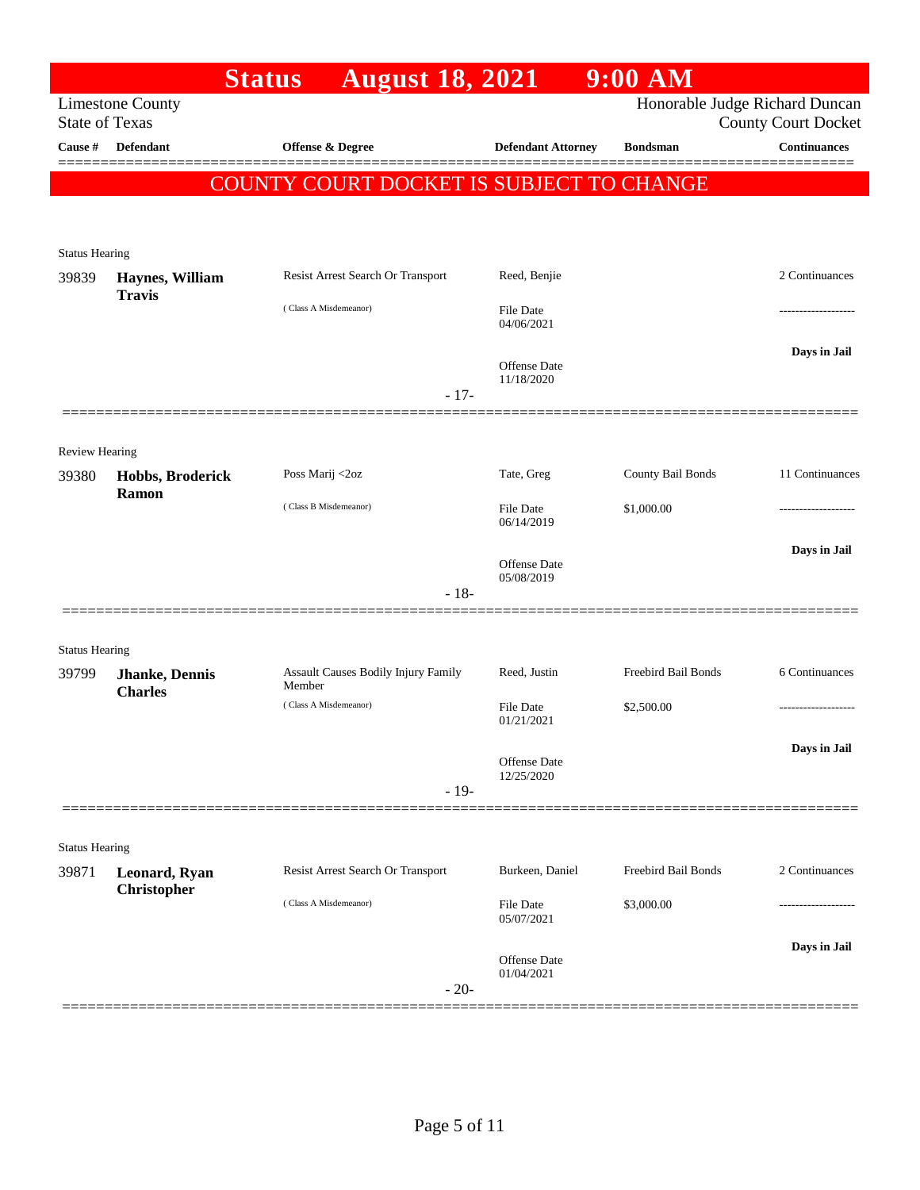# Status August 18, 2021 9:00 AM

Limestone County
State of Texas

Honorable Judge Richard Duncan
County Court Docket

**COUNTY COURT DOCKET IS SUBJECT TO CHANGE**

| Cause # | Defendant | Offense & Degree | Defendant Attorney | Bondsman | Continuances |
|---|---|---|---|---|---|
| Status Hearing | | | | | |
| 39839 | **Haynes, William Travis** | Resist Arrest Search Or Transport (Class A Misdemeanor) | Reed, Benjie<br>File Date 04/06/2021<br>Offense Date 11/18/2020 | | 2 Continuances<br>-------------------<br>**Days in Jail** |
| | | - 17- | | | |
| Review Hearing | | | | | |
| 39380 | **Hobbs, Broderick Ramon** | Poss Marij <2oz (Class B Misdemeanor) | Tate, Greg<br>File Date 06/14/2019<br>Offense Date 05/08/2019 | County Bail Bonds<br>$1,000.00 | 11 Continuances<br>-------------------<br>**Days in Jail** |
| | | - 18- | | | |
| Status Hearing | | | | | |
| 39799 | **Jhanke, Dennis Charles** | Assault Causes Bodily Injury Family Member (Class A Misdemeanor) | Reed, Justin<br>File Date 01/21/2021<br>Offense Date 12/25/2020 | Freebird Bail Bonds<br>$2,500.00 | 6 Continuances<br>-------------------<br>**Days in Jail** |
| | | - 19- | | | |
| Status Hearing | | | | | |
| 39871 | **Leonard, Ryan Christopher** | Resist Arrest Search Or Transport (Class A Misdemeanor) | Burkeen, Daniel<br>File Date 05/07/2021<br>Offense Date 01/04/2021 | Freebird Bail Bonds<br>$3,000.00 | 2 Continuances<br>-------------------<br>**Days in Jail** |
| | | - 20- | | | |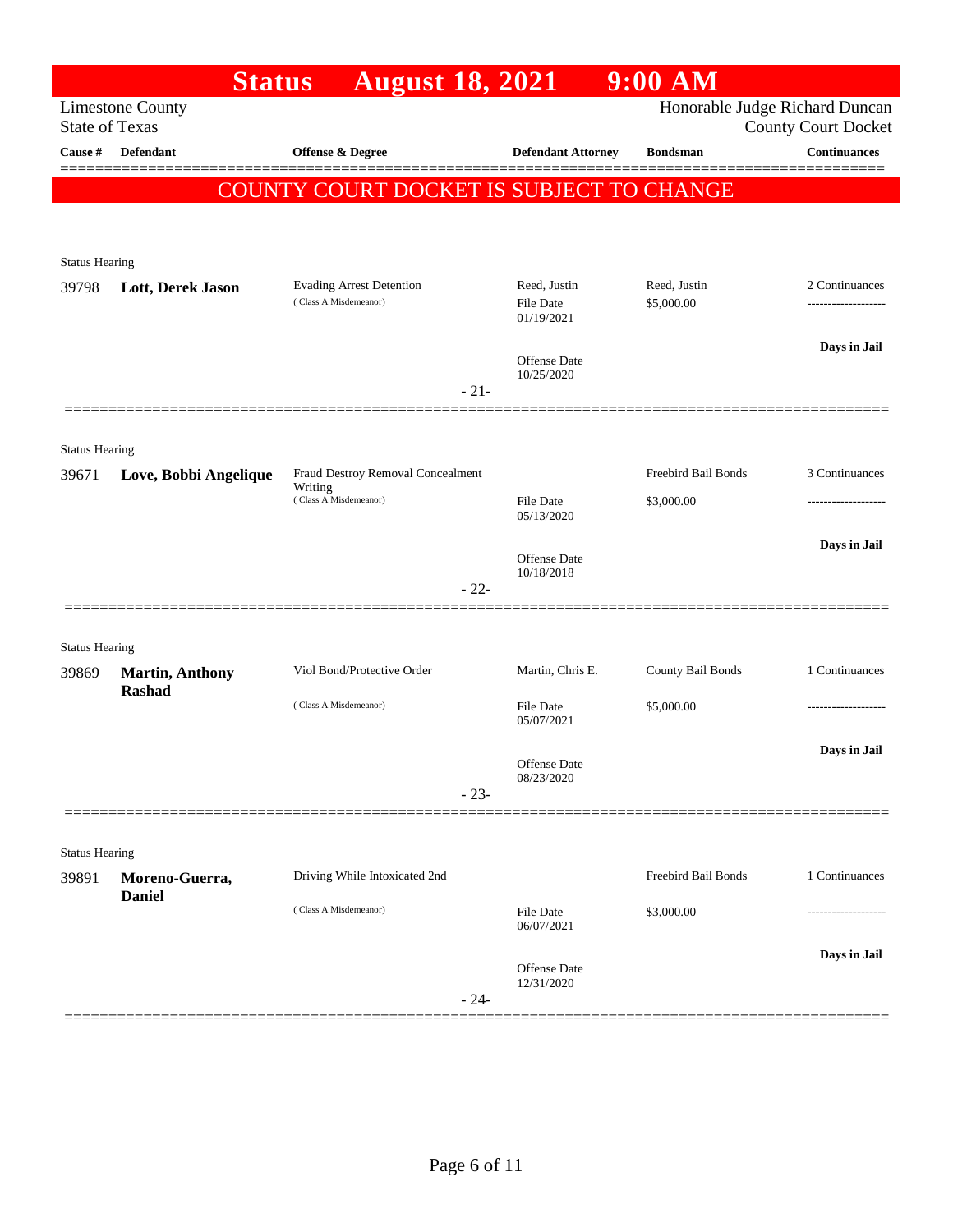# Status August 18, 2021 9:00 AM

Limestone County
State of Texas

Honorable Judge Richard Duncan
County Court Docket

**COUNTY COURT DOCKET IS SUBJECT TO CHANGE**

| Cause # | Defendant | Offense & Degree | Defendant Attorney | Bondsman | Continuances |
|---|---|---|---|---|---|
| Status Hearing | | | | | |
| 39798 | **Lott, Derek Jason** | Evading Arrest Detention (Class A Misdemeanor) | Reed, Justin<br>File Date 01/19/2021<br>Offense Date 10/25/2020 | Reed, Justin<br>$5,000.00 | 2 Continuances<br>-------------------<br>**Days in Jail** |
| | | | - 21- | | |
| Status Hearing | | | | | |
| 39671 | **Love, Bobbi Angelique** | Fraud Destroy Removal Concealment Writing (Class A Misdemeanor) | File Date 05/13/2020<br>Offense Date 10/18/2018 | Freebird Bail Bonds<br>$3,000.00 | 3 Continuances<br>-------------------<br>**Days in Jail** |
| | | | - 22- | | |
| Status Hearing | | | | | |
| 39869 | **Martin, Anthony Rashad** | Viol Bond/Protective Order (Class A Misdemeanor) | Martin, Chris E.<br>File Date 05/07/2021<br>Offense Date 08/23/2020 | County Bail Bonds<br>$5,000.00 | 1 Continuances<br>-------------------<br>**Days in Jail** |
| | | | - 23- | | |
| Status Hearing | | | | | |
| 39891 | **Moreno-Guerra, Daniel** | Driving While Intoxicated 2nd (Class A Misdemeanor) | File Date 06/07/2021<br>Offense Date 12/31/2020 | Freebird Bail Bonds<br>$3,000.00 | 1 Continuances<br>-------------------<br>**Days in Jail** |
| | | | - 24- | | |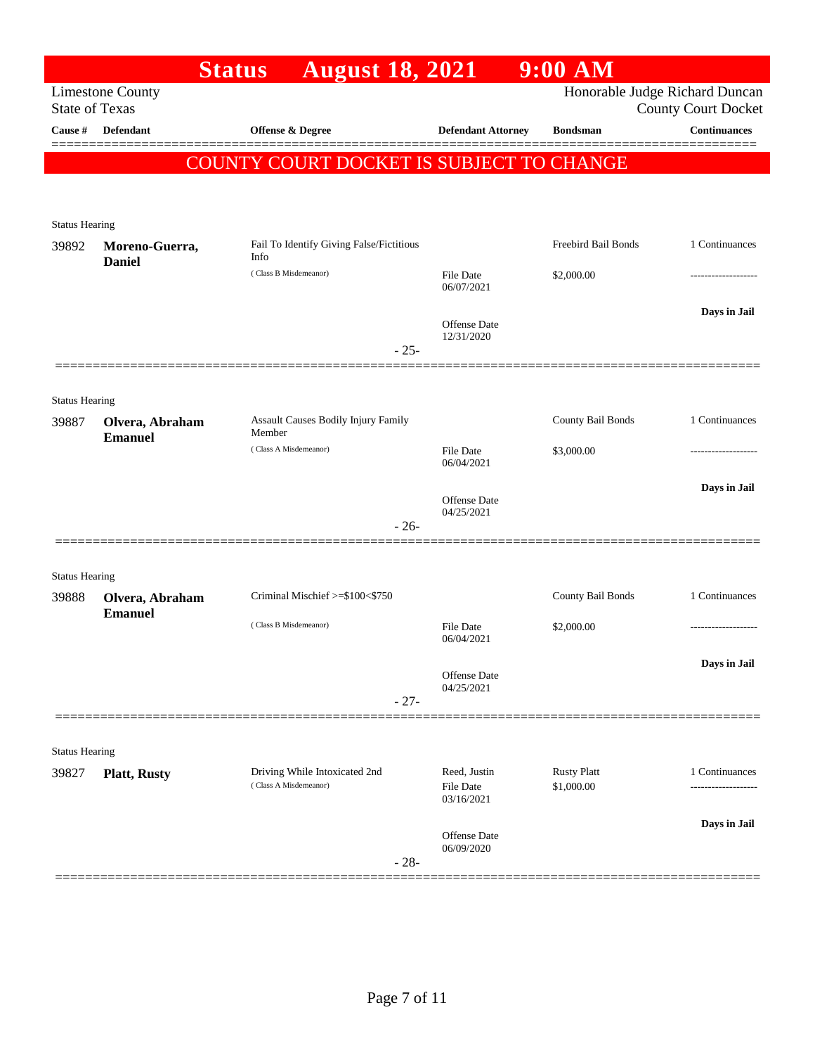# Status August 18, 2021 9:00 AM

Limestone County
State of Texas

Honorable Judge Richard Duncan
County Court Docket

| Cause # | Defendant | Offense & Degree | Defendant Attorney | Bondsman | Continuances |
|---|---|---|---|---|---|

**COUNTY COURT DOCKET IS SUBJECT TO CHANGE**

Status Hearing

| Cause # | Defendant | Offense & Degree | Defendant Attorney | Bondsman | Continuances |
|---|---|---|---|---|---|
| 39892 | **Moreno-Guerra, Daniel** | Fail To Identify Giving False/Fictitious Info (Class B Misdemeanor) | File Date 06/07/2021<br>Offense Date 12/31/2020 | Freebird Bail Bonds<br>$2,000.00 | 1 Continuances<br>-------------------<br>**Days in Jail** |

- 25-

Status Hearing

| Cause # | Defendant | Offense & Degree | Defendant Attorney | Bondsman | Continuances |
|---|---|---|---|---|---|
| 39887 | **Olvera, Abraham Emanuel** | Assault Causes Bodily Injury Family Member (Class A Misdemeanor) | File Date 06/04/2021<br>Offense Date 04/25/2021 | County Bail Bonds<br>$3,000.00 | 1 Continuances<br>-------------------<br>**Days in Jail** |

- 26-

Status Hearing

| Cause # | Defendant | Offense & Degree | Defendant Attorney | Bondsman | Continuances |
|---|---|---|---|---|---|
| 39888 | **Olvera, Abraham Emanuel** | Criminal Mischief >=$100<$750 (Class B Misdemeanor) | File Date 06/04/2021<br>Offense Date 04/25/2021 | County Bail Bonds<br>$2,000.00 | 1 Continuances<br>-------------------<br>**Days in Jail** |

- 27-

Status Hearing

| Cause # | Defendant | Offense & Degree | Defendant Attorney | Bondsman | Continuances |
|---|---|---|---|---|---|
| 39827 | **Platt, Rusty** | Driving While Intoxicated 2nd (Class A Misdemeanor) | Reed, Justin<br>File Date 03/16/2021<br>Offense Date 06/09/2020 | Rusty Platt<br>$1,000.00 | 1 Continuances<br>-------------------<br>**Days in Jail** |

- 28-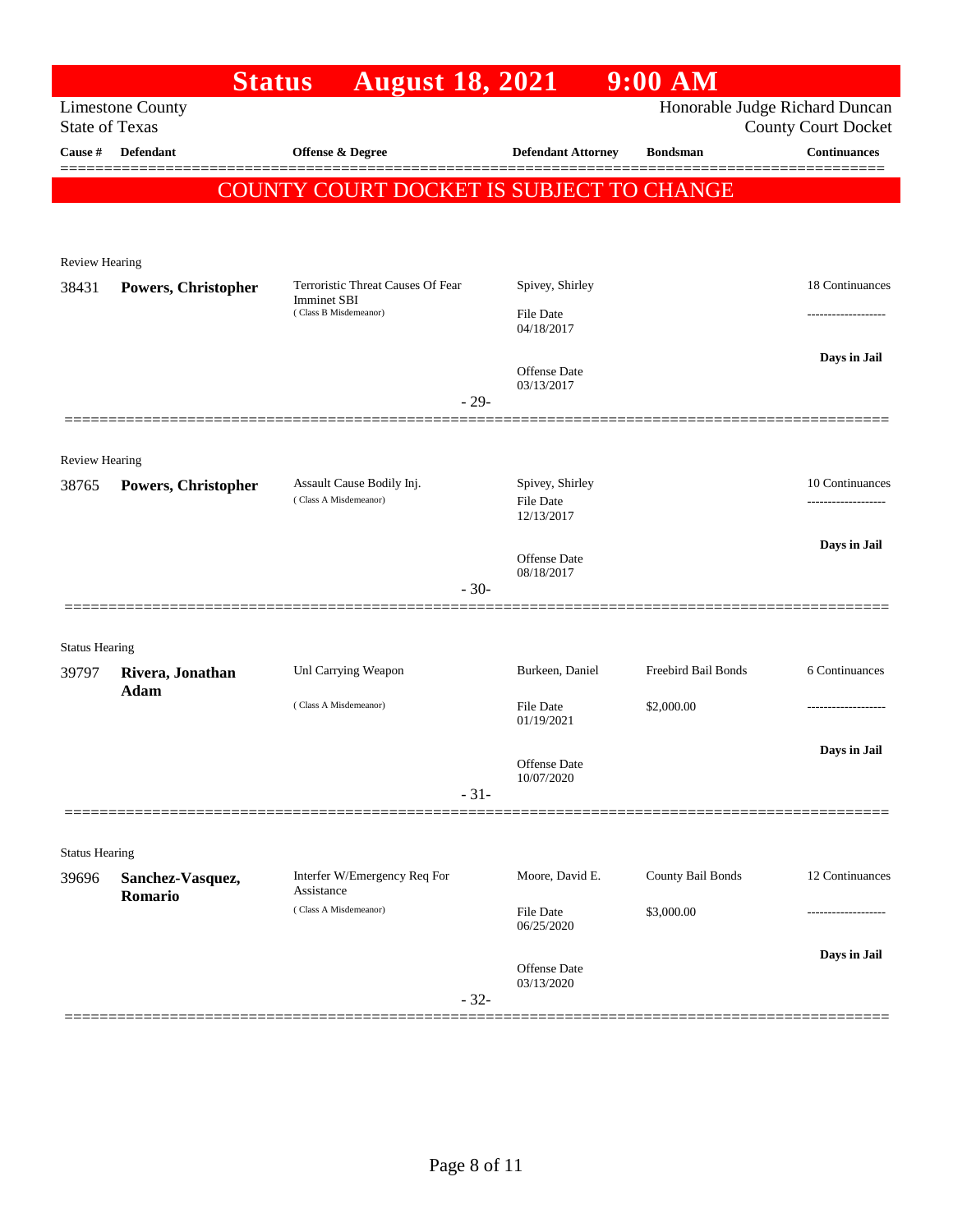# Status August 18, 2021 9:00 AM

Limestone County
State of Texas

Honorable Judge Richard Duncan
County Court Docket

| Cause # | Defendant | Offense & Degree | Defendant Attorney | Bondsman | Continuances |
|---|---|---|---|---|---|

**COUNTY COURT DOCKET IS SUBJECT TO CHANGE**

Review Hearing

| Cause # | Defendant | Offense & Degree | Defendant Attorney | Bondsman | Continuances |
|---|---|---|---|---|---|
| 38431 | **Powers, Christopher** | Terroristic Threat Causes Of Fear Imminet SBI (Class B Misdemeanor) | Spivey, Shirley | | 18 Continuances |
| | | | File Date 04/18/2017 | | ------------------- |
| | | | Offense Date 03/13/2017 | | **Days in Jail** |

- 29-

Review Hearing

| Cause # | Defendant | Offense & Degree | Defendant Attorney | Bondsman | Continuances |
|---|---|---|---|---|---|
| 38765 | **Powers, Christopher** | Assault Cause Bodily Inj. (Class A Misdemeanor) | Spivey, Shirley | | 10 Continuances |
| | | | File Date 12/13/2017 | | ------------------- |
| | | | Offense Date 08/18/2017 | | **Days in Jail** |

- 30-

Status Hearing

| Cause # | Defendant | Offense & Degree | Defendant Attorney | Bondsman | Continuances |
|---|---|---|---|---|---|
| 39797 | **Rivera, Jonathan Adam** | Unl Carrying Weapon (Class A Misdemeanor) | Burkeen, Daniel | Freebird Bail Bonds | 6 Continuances |
| | | | File Date 01/19/2021 | $2,000.00 | ------------------- |
| | | | Offense Date 10/07/2020 | | **Days in Jail** |

- 31-

Status Hearing

| Cause # | Defendant | Offense & Degree | Defendant Attorney | Bondsman | Continuances |
|---|---|---|---|---|---|
| 39696 | **Sanchez-Vasquez, Romario** | Interfer W/Emergency Req For Assistance (Class A Misdemeanor) | Moore, David E. | County Bail Bonds | 12 Continuances |
| | | | File Date 06/25/2020 | $3,000.00 | ------------------- |
| | | | Offense Date 03/13/2020 | | **Days in Jail** |

- 32-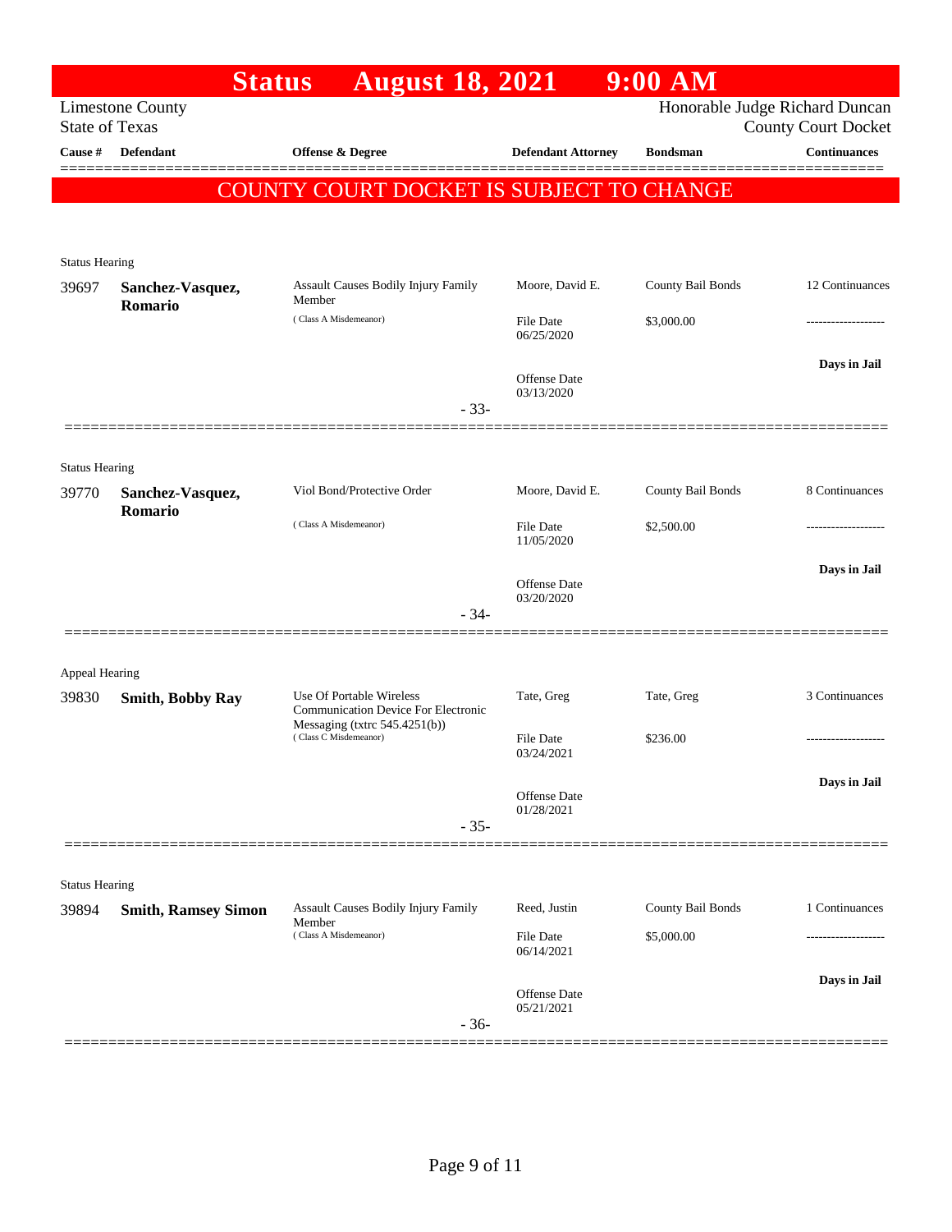# Status August 18, 2021 9:00 AM

Limestone County
State of Texas

Honorable Judge Richard Duncan
County Court Docket

| Cause # | Defendant | Offense & Degree | Defendant Attorney | Bondsman | Continuances |
|---|---|---|---|---|---|

**COUNTY COURT DOCKET IS SUBJECT TO CHANGE**

---

Status Hearing

| Cause # | Defendant | Offense & Degree | Defendant Attorney | Bondsman | Continuances |
|---|---|---|---|---|---|
| 39697 | **Sanchez-Vasquez, Romario** | Assault Causes Bodily Injury Family Member (Class A Misdemeanor) | Moore, David E. | County Bail Bonds | 12 Continuances |
| | | | File Date 06/25/2020 | $3,000.00 | ------------------- |
| | | | Offense Date 03/13/2020 | | **Days in Jail** |

- 33-

---

Status Hearing

| Cause # | Defendant | Offense & Degree | Defendant Attorney | Bondsman | Continuances |
|---|---|---|---|---|---|
| 39770 | **Sanchez-Vasquez, Romario** | Viol Bond/Protective Order (Class A Misdemeanor) | Moore, David E. | County Bail Bonds | 8 Continuances |
| | | | File Date 11/05/2020 | $2,500.00 | ------------------- |
| | | | Offense Date 03/20/2020 | | **Days in Jail** |

- 34-

---

Appeal Hearing

| Cause # | Defendant | Offense & Degree | Defendant Attorney | Bondsman | Continuances |
|---|---|---|---|---|---|
| 39830 | **Smith, Bobby Ray** | Use Of Portable Wireless Communication Device For Electronic Messaging (txtrc 545.4251(b)) (Class C Misdemeanor) | Tate, Greg | Tate, Greg | 3 Continuances |
| | | | File Date 03/24/2021 | $236.00 | ------------------- |
| | | | Offense Date 01/28/2021 | | **Days in Jail** |

- 35-

---

Status Hearing

| Cause # | Defendant | Offense & Degree | Defendant Attorney | Bondsman | Continuances |
|---|---|---|---|---|---|
| 39894 | **Smith, Ramsey Simon** | Assault Causes Bodily Injury Family Member (Class A Misdemeanor) | Reed, Justin | County Bail Bonds | 1 Continuances |
| | | | File Date 06/14/2021 | $5,000.00 | ------------------- |
| | | | Offense Date 05/21/2021 | | **Days in Jail** |

- 36-

---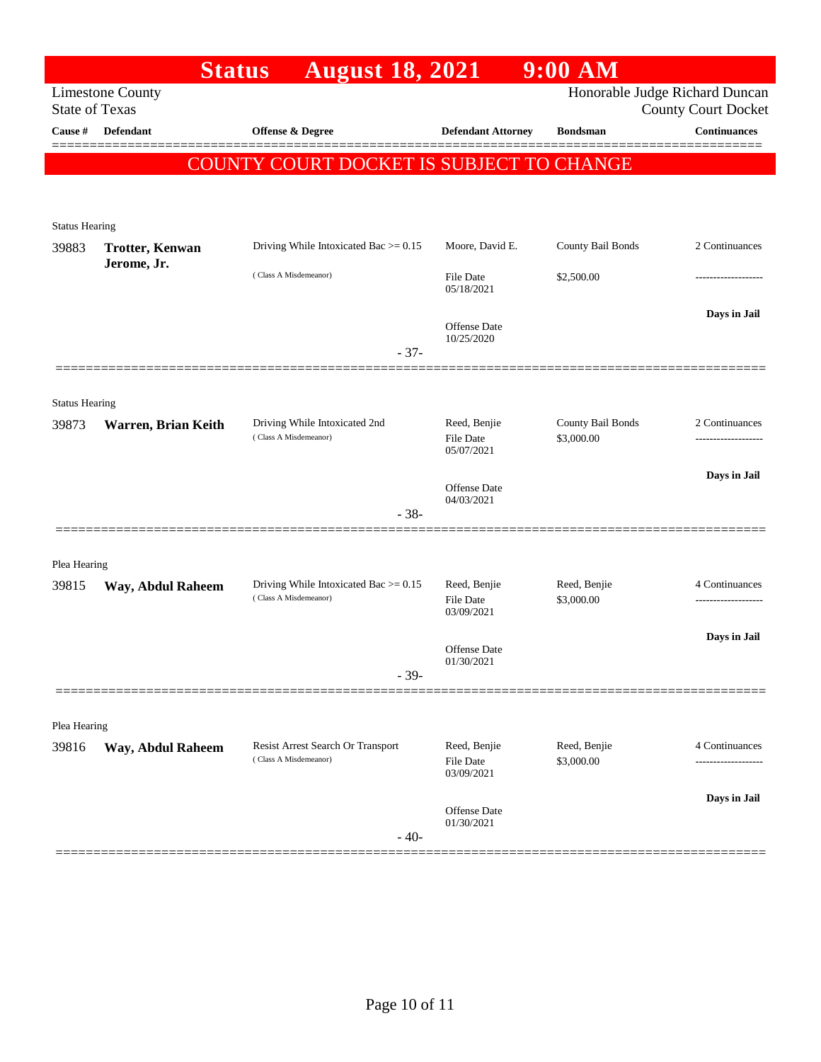# Status August 18, 2021 9:00 AM

Limestone County
State of Texas

Honorable Judge Richard Duncan
County Court Docket

| Cause # | Defendant | Offense & Degree | Defendant Attorney | Bondsman | Continuances |
|---|---|---|---|---|---|

**COUNTY COURT DOCKET IS SUBJECT TO CHANGE**

Status Hearing

| Cause # | Defendant | Offense & Degree | Defendant Attorney | Bondsman | Continuances |
|---|---|---|---|---|---|
| 39883 | **Trotter, Kenwan Jerome, Jr.** | Driving While Intoxicated Bac >= 0.15 (Class A Misdemeanor) | Moore, David E. File Date 05/18/2021 Offense Date 10/25/2020 | County Bail Bonds $2,500.00 | 2 Continuances ------------------- **Days in Jail** |

- 37-

Status Hearing

| Cause # | Defendant | Offense & Degree | Defendant Attorney | Bondsman | Continuances |
|---|---|---|---|---|---|
| 39873 | **Warren, Brian Keith** | Driving While Intoxicated 2nd (Class A Misdemeanor) | Reed, Benjie File Date 05/07/2021 Offense Date 04/03/2021 | County Bail Bonds $3,000.00 | 2 Continuances ------------------- **Days in Jail** |

- 38-

Plea Hearing

| Cause # | Defendant | Offense & Degree | Defendant Attorney | Bondsman | Continuances |
|---|---|---|---|---|---|
| 39815 | **Way, Abdul Raheem** | Driving While Intoxicated Bac >= 0.15 (Class A Misdemeanor) | Reed, Benjie File Date 03/09/2021 Offense Date 01/30/2021 | Reed, Benjie $3,000.00 | 4 Continuances ------------------- **Days in Jail** |

- 39-

Plea Hearing

| Cause # | Defendant | Offense & Degree | Defendant Attorney | Bondsman | Continuances |
|---|---|---|---|---|---|
| 39816 | **Way, Abdul Raheem** | Resist Arrest Search Or Transport (Class A Misdemeanor) | Reed, Benjie File Date 03/09/2021 Offense Date 01/30/2021 | Reed, Benjie $3,000.00 | 4 Continuances ------------------- **Days in Jail** |

- 40-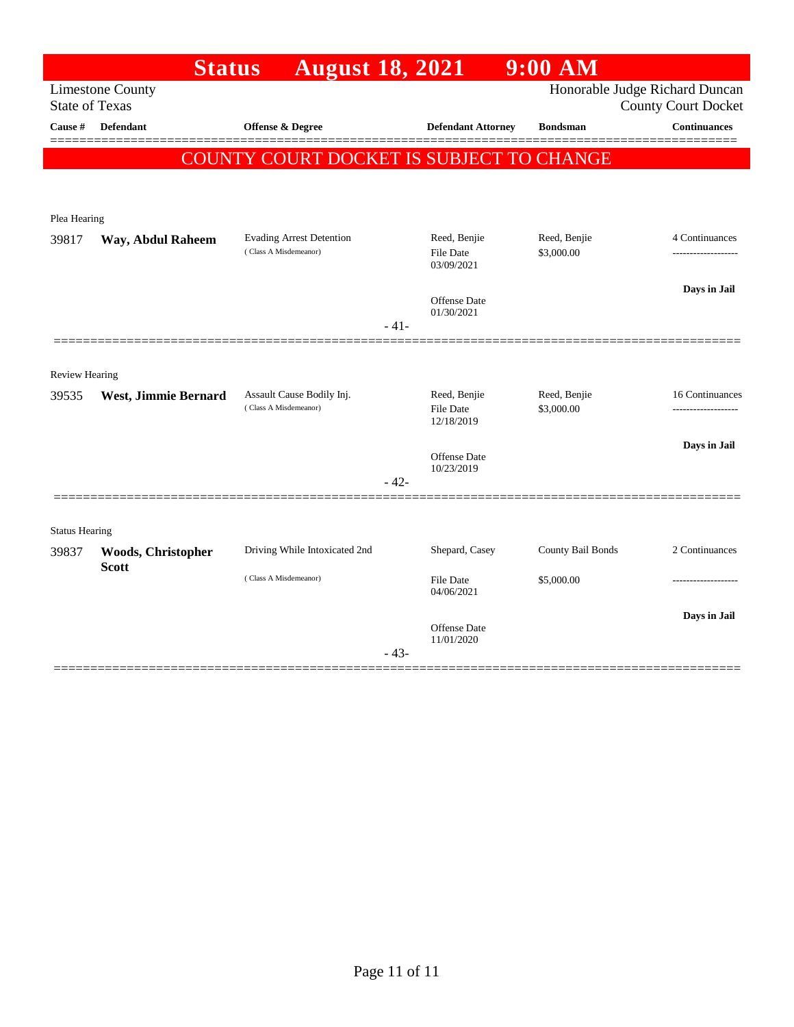# Status August 18, 2021 9:00 AM

Limestone County
State of Texas

Honorable Judge Richard Duncan
County Court Docket

| Cause # | Defendant | Offense & Degree | Defendant Attorney | Bondsman | Continuances |
|---|---|---|---|---|---|

**COUNTY COURT DOCKET IS SUBJECT TO CHANGE**

Plea Hearing

| Cause # | Defendant | Offense & Degree | Defendant Attorney | Bondsman | Continuances |
|---|---|---|---|---|---|
| 39817 | **Way, Abdul Raheem** | Evading Arrest Detention (Class A Misdemeanor) | Reed, Benjie<br>File Date 03/09/2021<br>Offense Date 01/30/2021 | Reed, Benjie<br>$3,000.00 | 4 Continuances<br>-------------------<br>**Days in Jail** |

- 41-

Review Hearing

| Cause # | Defendant | Offense & Degree | Defendant Attorney | Bondsman | Continuances |
|---|---|---|---|---|---|
| 39535 | **West, Jimmie Bernard** | Assault Cause Bodily Inj. (Class A Misdemeanor) | Reed, Benjie<br>File Date 12/18/2019<br>Offense Date 10/23/2019 | Reed, Benjie<br>$3,000.00 | 16 Continuances<br>-------------------<br>**Days in Jail** |

- 42-

Status Hearing

| Cause # | Defendant | Offense & Degree | Defendant Attorney | Bondsman | Continuances |
|---|---|---|---|---|---|
| 39837 | **Woods, Christopher Scott** | Driving While Intoxicated 2nd (Class A Misdemeanor) | Shepard, Casey<br>File Date 04/06/2021<br>Offense Date 11/01/2020 | County Bail Bonds<br>$5,000.00 | 2 Continuances<br>-------------------<br>**Days in Jail** |

- 43-